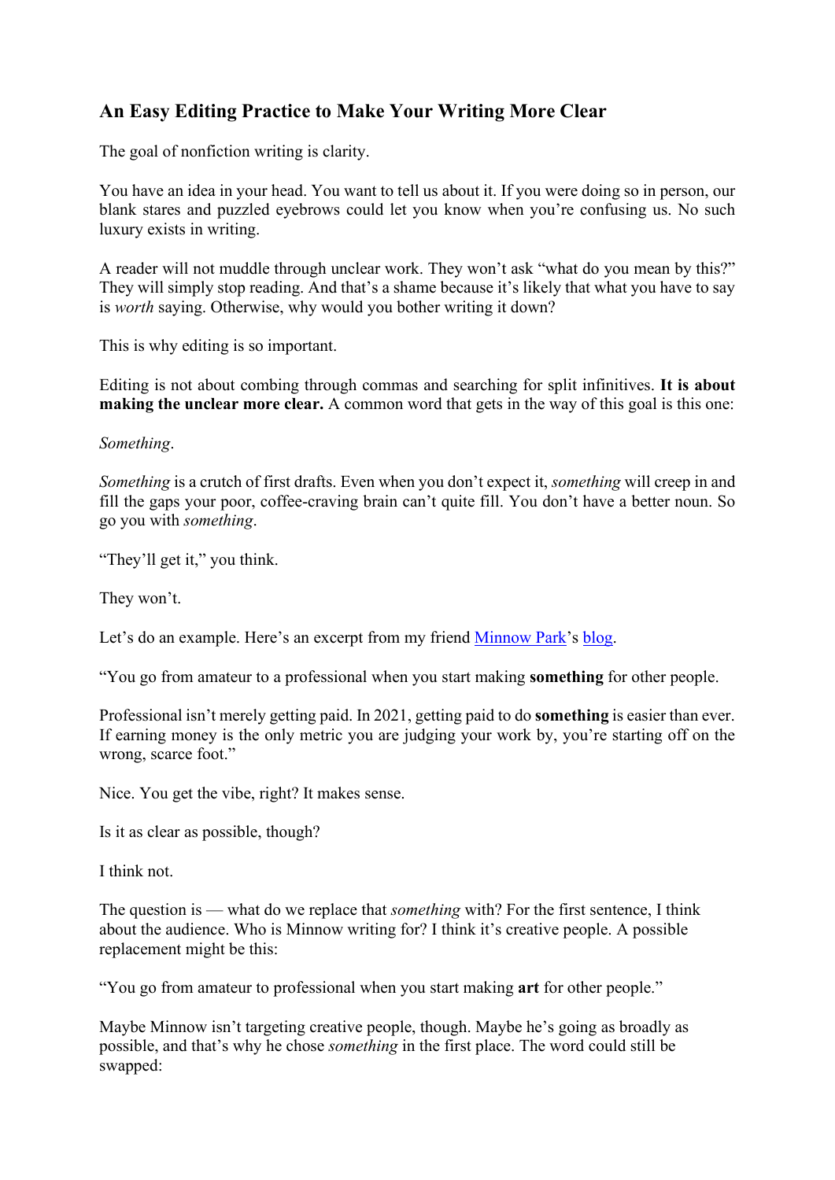## An Easy Editing Practice to Make Your Writing More Clear

The goal of nonfiction writing is clarity.

You have an idea in your head. You want to tell us about it. If you were doing so in person, our blank stares and puzzled eyebrows could let you know when you're confusing us. No such luxury exists in writing.

A reader will not muddle through unclear work. They won't ask "what do you mean by this?" They will simply stop reading. And that's a shame because it's likely that what you have to say is *worth* saying. Otherwise, why would you bother writing it down?

This is why editing is so important.

Editing is not about combing through commas and searching for split infinitives. **It is about making the unclear more clear.** A common word that gets in the way of this goal is this one:

*Something*.

*Something* is a crutch of first drafts. Even when you don't expect it, *something* will creep in and fill the gaps your poor, coffee-craving brain can't quite fill. You don't have a better noun. So go you with *something*.

"They'll get it," you think.

They won't.

Let's do an example. Here's an excerpt from my friend [Minnow Park]'s [blog].

"You go from amateur to a professional when you start making **something** for other people.

Professional isn't merely getting paid. In 2021, getting paid to do **something** is easier than ever. If earning money is the only metric you are judging your work by, you're starting off on the wrong, scarce foot."

Nice. You get the vibe, right? It makes sense.

Is it as clear as possible, though?

I think not.

The question is — what do we replace that *something* with? For the first sentence, I think about the audience. Who is Minnow writing for? I think it's creative people. A possible replacement might be this:

"You go from amateur to professional when you start making **art** for other people."

Maybe Minnow isn't targeting creative people, though. Maybe he's going as broadly as possible, and that's why he chose *something* in the first place. The word could still be swapped: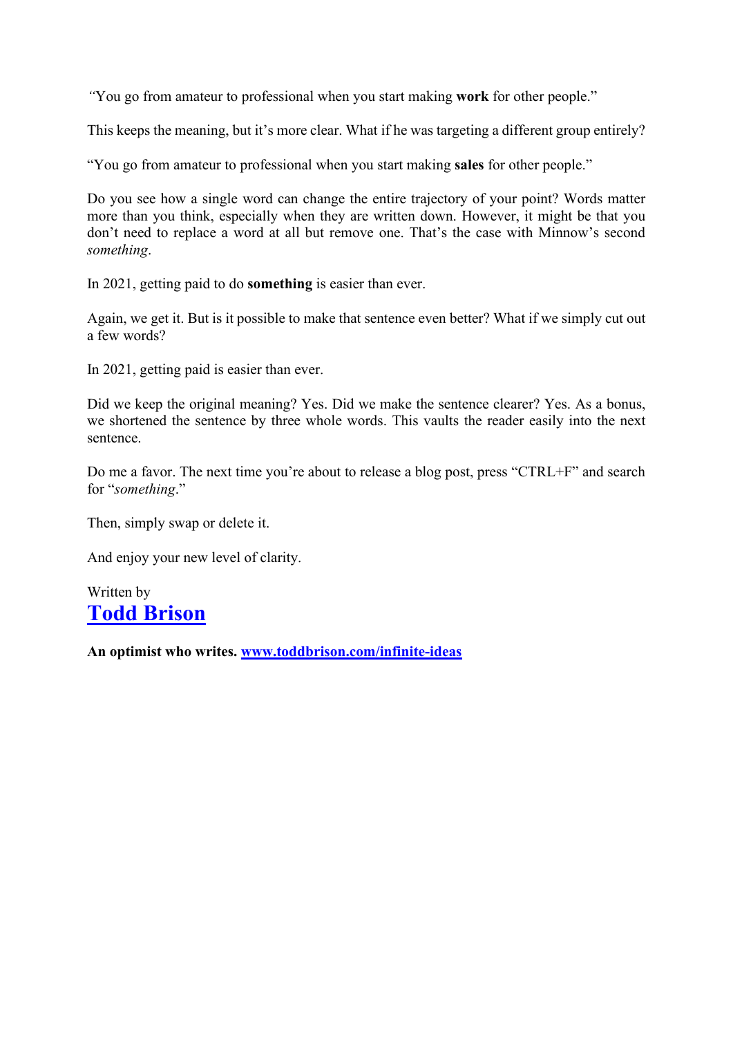*"*You go from amateur to professional when you start making **work** for other people."

This keeps the meaning, but it's more clear. What if he was targeting a different group entirely?

"You go from amateur to professional when you start making **sales** for other people."

Do you see how a single word can change the entire trajectory of your point? Words matter more than you think, especially when they are written down. However, it might be that you don't need to replace a word at all but remove one. That's the case with Minnow's second *something*.

In 2021, getting paid to do **something** is easier than ever.

Again, we get it. But is it possible to make that sentence even better? What if we simply cut out a few words?

In 2021, getting paid is easier than ever.

Did we keep the original meaning? Yes. Did we make the sentence clearer? Yes. As a bonus, we shortened the sentence by three whole words. This vaults the reader easily into the next sentence.

Do me a favor. The next time you're about to release a blog post, press "CTRL+F" and search for "*something*."

Then, simply swap or delete it.

And enjoy your new level of clarity.

Written by

## [Todd Brison](www.toddbrison.com/infinite-ideas)

**An optimist who writes. [www.toddbrison.com/infinite-ideas](www.toddbrison.com/infinite-ideas)**